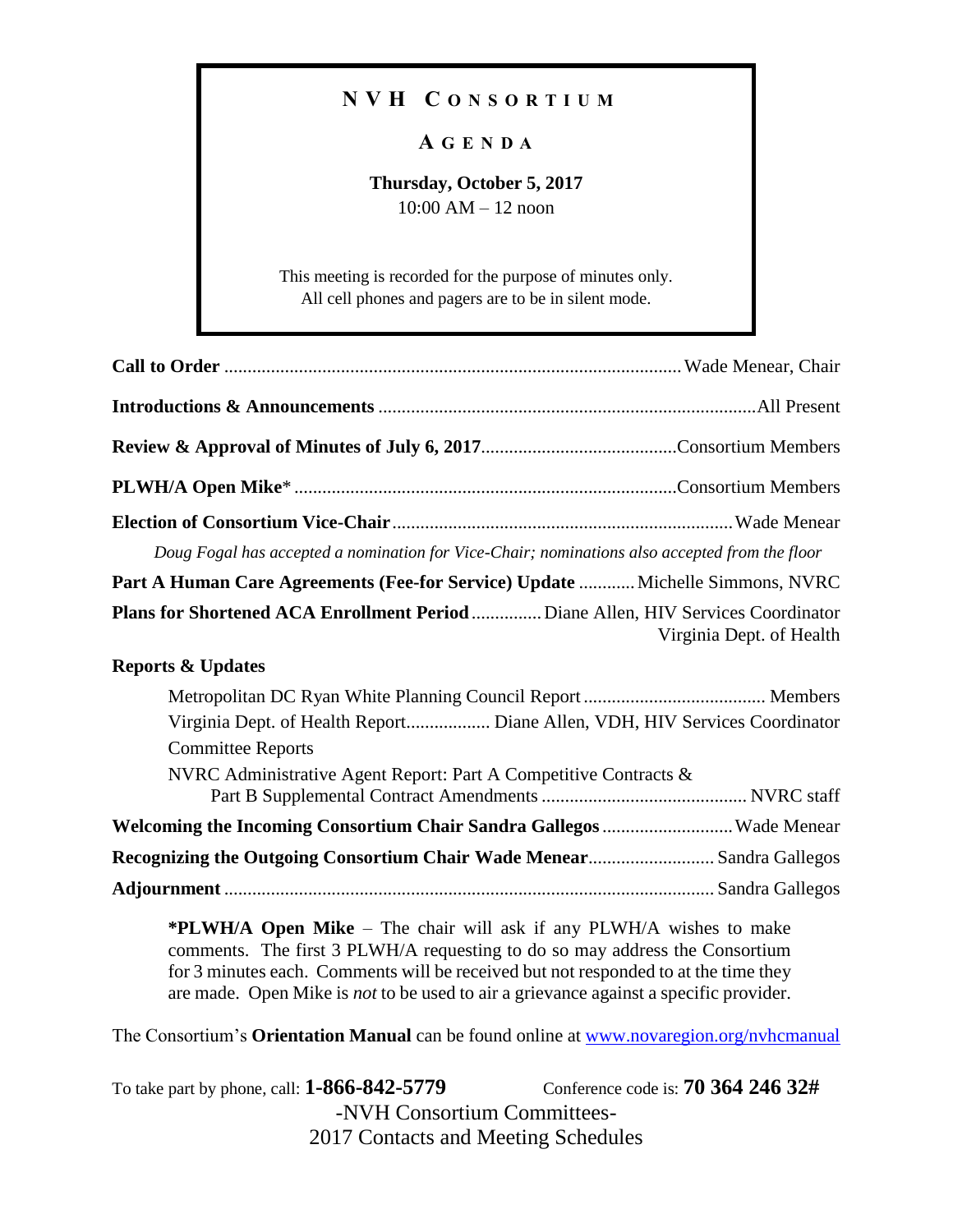# NVH CONSORTIUM

## AGENDA

**Thursday, October 5, 2017**
10:00 AM – 12 noon

This meeting is recorded for the purpose of minutes only.
All cell phones and pagers are to be in silent mode.

**Call to Order** .......... Wade Menear, Chair

**Introductions & Announcements** .......... All Present

**Review & Approval of Minutes of July 6, 2017** .......... Consortium Members

**PLWH/A Open Mike*** .......... Consortium Members

**Election of Consortium Vice-Chair** .......... Wade Menear

*Doug Fogal has accepted a nomination for Vice-Chair; nominations also accepted from the floor*

**Part A Human Care Agreements (Fee-for Service) Update** .......... Michelle Simmons, NVRC

**Plans for Shortened ACA Enrollment Period** .......... Diane Allen, HIV Services Coordinator, Virginia Dept. of Health

**Reports & Updates**

- Metropolitan DC Ryan White Planning Council Report .......... Members
- Virginia Dept. of Health Report.......... Diane Allen, VDH, HIV Services Coordinator
- Committee Reports
- NVRC Administrative Agent Report: Part A Competitive Contracts & Part B Supplemental Contract Amendments .......... NVRC staff

**Welcoming the Incoming Consortium Chair Sandra Gallegos** .......... Wade Menear

**Recognizing the Outgoing Consortium Chair Wade Menear** .......... Sandra Gallegos

**Adjournment** .......... Sandra Gallegos

**\*PLWH/A Open Mike** – The chair will ask if any PLWH/A wishes to make comments. The first 3 PLWH/A requesting to do so may address the Consortium for 3 minutes each. Comments will be received but not responded to at the time they are made. Open Mike is *not* to be used to air a grievance against a specific provider.

The Consortium's **Orientation Manual** can be found online at [www.novaregion.org/nvhcmanual](http://www.novaregion.org/nvhcmanual)

To take part by phone, call: **1-866-842-5779** Conference code is: **70 364 246 32#**

-NVH Consortium Committees-
2017 Contacts and Meeting Schedules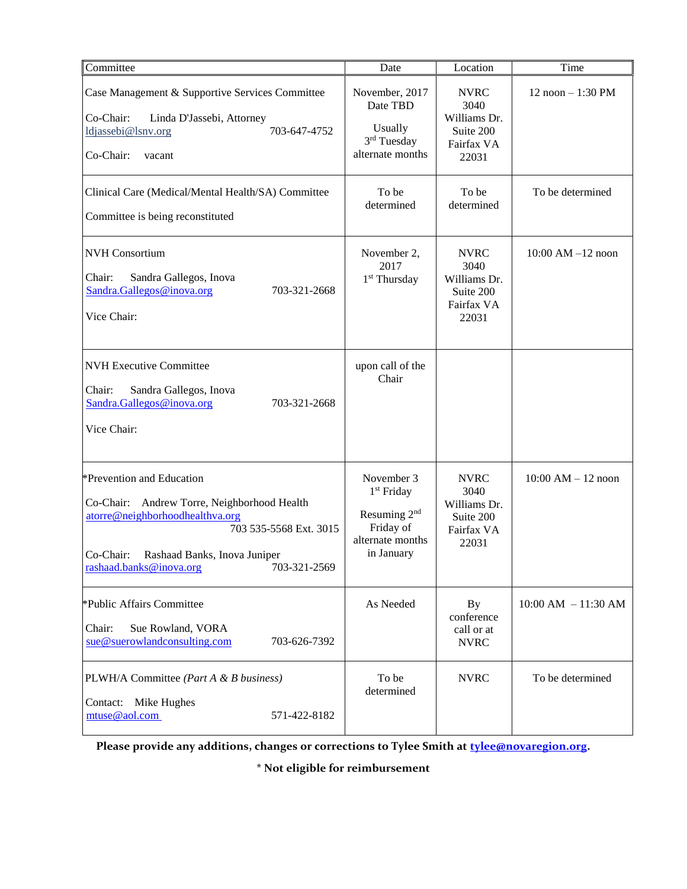| Committee | Date | Location | Time |
|---|---|---|---|
| Case Management & Supportive Services Committee<br><br>Co-Chair: Linda D'Jassebi, Attorney<br>ldjassebi@lsnv.org 703-647-4752<br><br>Co-Chair: vacant | November, 2017<br>Date TBD<br><br>Usually<br>3rd Tuesday<br>alternate months | NVRC<br>3040<br>Williams Dr.<br>Suite 200<br>Fairfax VA<br>22031 | 12 noon – 1:30 PM |
| Clinical Care (Medical/Mental Health/SA) Committee<br><br>Committee is being reconstituted | To be determined | To be determined | To be determined |
| NVH Consortium<br><br>Chair: Sandra Gallegos, Inova<br>Sandra.Gallegos@inova.org 703-321-2668<br><br>Vice Chair: | November 2, 2017<br>1st Thursday | NVRC<br>3040<br>Williams Dr.<br>Suite 200<br>Fairfax VA<br>22031 | 10:00 AM –12 noon |
| NVH Executive Committee<br><br>Chair: Sandra Gallegos, Inova<br>Sandra.Gallegos@inova.org 703-321-2668<br><br>Vice Chair: | upon call of the Chair | | |
| *Prevention and Education<br><br>Co-Chair: Andrew Torre, Neighborhood Health<br>atorre@neighborhoodhealthva.org<br>703 535-5568 Ext. 3015<br><br>Co-Chair: Rashaad Banks, Inova Juniper<br>rashaad.banks@inova.org 703-321-2569 | November 3<br>1st Friday<br><br>Resuming 2nd Friday of alternate months in January | NVRC<br>3040<br>Williams Dr.<br>Suite 200<br>Fairfax VA<br>22031 | 10:00 AM – 12 noon |
| *Public Affairs Committee<br><br>Chair: Sue Rowland, VORA<br>sue@suerowlandconsulting.com 703-626-7392 | As Needed | By conference call or at NVRC | 10:00 AM – 11:30 AM |
| PLWH/A Committee *(Part A & B business)*<br><br>Contact: Mike Hughes<br>mtuse@aol.com 571-422-8182 | To be determined | NVRC | To be determined |

**Please provide any additions, changes or corrections to Tylee Smith at tylee@novaregion.org.**

**\* Not eligible for reimbursement**